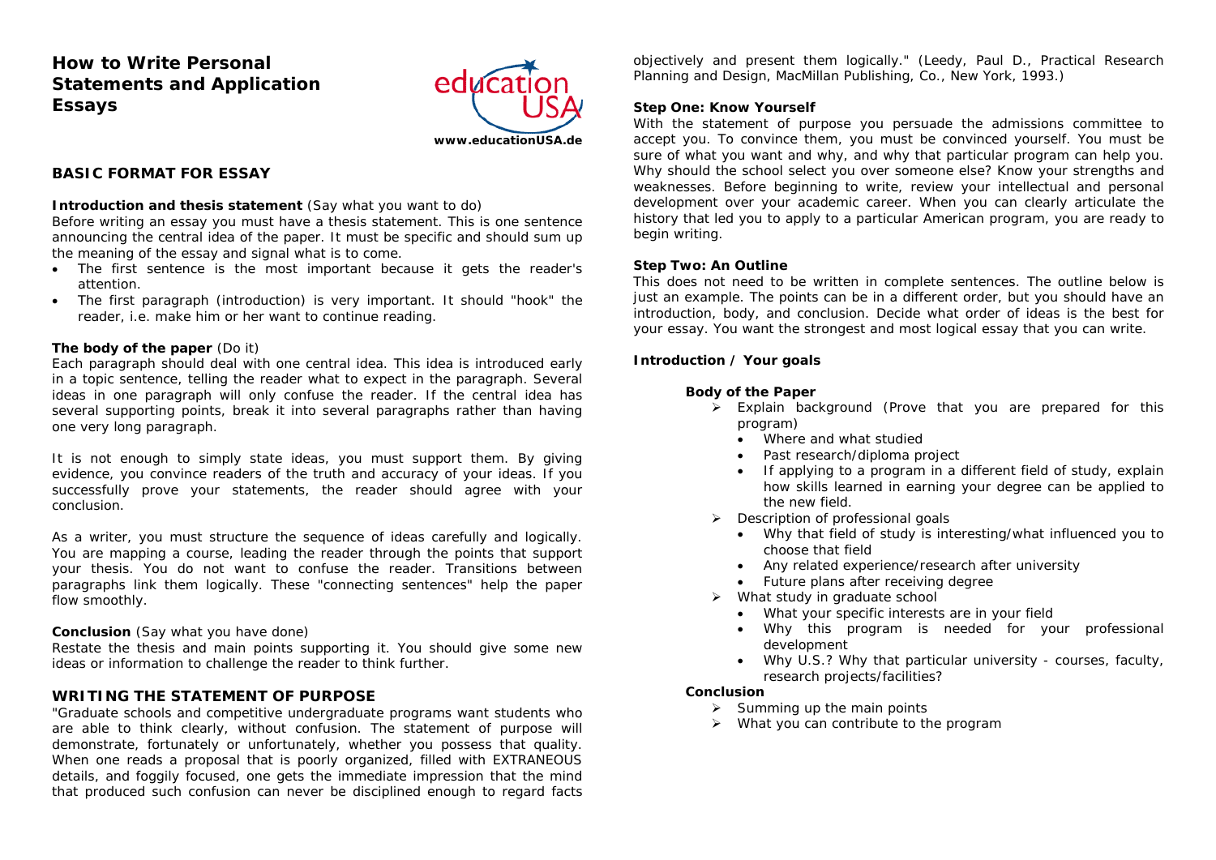# How to Write Personal Statements and Application Essays

www.educationUSA.de

## BASIC FORMAT FOR ESSAY

**Introduction and thesis statement** (Say what you want to do)

Before writing an essay you must have a thesis statement. This is one sentence announcing the central idea of the paper. It must be specific and should sum up the meaning of the essay and signal what is to come.

- The first sentence is the most important because it gets the reader's attention.
- The first paragraph (introduction) is very important. It should "hook" the reader, i.e. make him or her want to continue reading.

**The body of the paper** (Do it)

Each paragraph should deal with one central idea. This idea is introduced early in a topic sentence, telling the reader what to expect in the paragraph. Several ideas in one paragraph will only confuse the reader. If the central idea has several supporting points, break it into several paragraphs rather than having one very long paragraph.

It is not enough to simply state ideas, you must support them. By giving evidence, you convince readers of the truth and accuracy of your ideas. If you successfully prove your statements, the reader should agree with your conclusion.

As a writer, you must structure the sequence of ideas carefully and logically. You are mapping a course, leading the reader through the points that support your thesis. You do not want to confuse the reader. Transitions between paragraphs link them logically. These "connecting sentences" help the paper flow smoothly.

**Conclusion** (Say what you have done)

Restate the thesis and main points supporting it. You should give some new ideas or information to challenge the reader to think further.

## WRITING THE STATEMENT OF PURPOSE

"Graduate schools and competitive undergraduate programs want students who are able to think clearly, without confusion. The statement of purpose will demonstrate, fortunately or unfortunately, whether you possess that quality. When one reads a proposal that is poorly organized, filled with EXTRANEOUS details, and foggily focused, one gets the immediate impression that the mind that produced such confusion can never be disciplined enough to regard facts objectively and present them logically." (Leedy, Paul D., Practical Research Planning and Design, MacMillan Publishing, Co., New York, 1993.)

**Step One: Know Yourself**

With the statement of purpose you persuade the admissions committee to accept you. To convince them, you must be convinced yourself. You must be sure of what you want and why, and why that particular program can help you. Why should the school select you over someone else? Know your strengths and weaknesses. Before beginning to write, review your intellectual and personal development over your academic career. When you can clearly articulate the history that led you to apply to a particular American program, you are ready to begin writing.

**Step Two: An Outline**

This does not need to be written in complete sentences. The outline below is just an example. The points can be in a different order, but you should have an introduction, body, and conclusion. Decide what order of ideas is the best for your essay. You want the strongest and most logical essay that you can write.

**Introduction / Your goals**

**Body of the Paper**

- Explain background (Prove that you are prepared for this program)
  - Where and what studied
  - Past research/diploma project
  - If applying to a program in a different field of study, explain how skills learned in earning your degree can be applied to the new field.
- Description of professional goals
  - Why that field of study is interesting/what influenced you to choose that field
  - Any related experience/research after university
  - Future plans after receiving degree
- What study in graduate school
  - What your specific interests are in your field
  - Why this program is needed for your professional development
  - Why U.S.? Why that particular university - courses, faculty, research projects/facilities?

**Conclusion**

- Summing up the main points
- What you can contribute to the program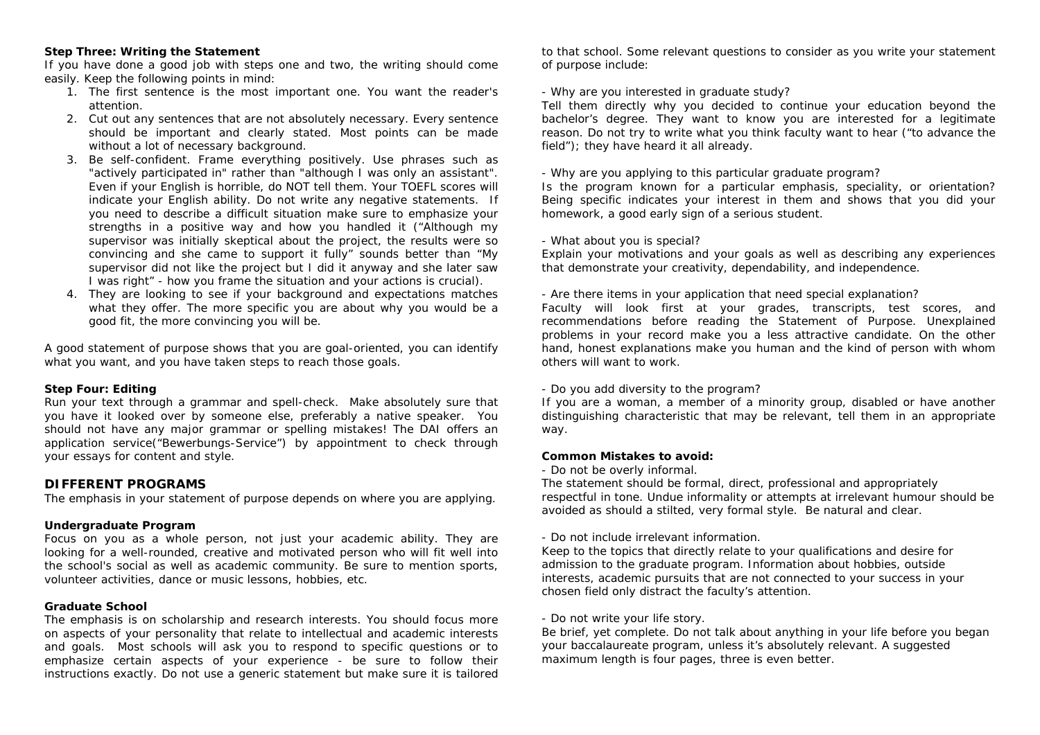**Step Three: Writing the Statement**

If you have done a good job with steps one and two, the writing should come easily. Keep the following points in mind:

1. The first sentence is the most important one. You want the reader's attention.
2. Cut out any sentences that are not absolutely necessary. Every sentence should be important and clearly stated. Most points can be made without a lot of necessary background.
3. Be self-confident. Frame everything positively. Use phrases such as "actively participated in" rather than "although I was only an assistant". Even if your English is horrible, do NOT tell them. Your TOEFL scores will indicate your English ability. Do not write any negative statements. If you need to describe a difficult situation make sure to emphasize your strengths in a positive way and how you handled it ("Although my supervisor was initially skeptical about the project, the results were so convincing and she came to support it fully" sounds better than "My supervisor did not like the project but I did it anyway and she later saw I was right" - how you frame the situation and your actions is crucial).
4. They are looking to see if your background and expectations matches what they offer. The more specific you are about why you would be a good fit, the more convincing you will be.

A good statement of purpose shows that you are goal-oriented, you can identify what you want, and you have taken steps to reach those goals.

**Step Four: Editing**

Run your text through a grammar and spell-check. Make absolutely sure that you have it looked over by someone else, preferably a native speaker. You should not have any major grammar or spelling mistakes! The DAI offers an application service("Bewerbungs-Service") by appointment to check through your essays for content and style.

## DIFFERENT PROGRAMS

The emphasis in your statement of purpose depends on where you are applying.

**Undergraduate Program**

Focus on you as a whole person, not just your academic ability. They are looking for a well-rounded, creative and motivated person who will fit well into the school's social as well as academic community. Be sure to mention sports, volunteer activities, dance or music lessons, hobbies, etc.

**Graduate School**

The emphasis is on scholarship and research interests. You should focus more on aspects of your personality that relate to intellectual and academic interests and goals. Most schools will ask you to respond to specific questions or to emphasize certain aspects of your experience - be sure to follow their instructions exactly. Do not use a generic statement but make sure it is tailored to that school. Some relevant questions to consider as you write your statement of purpose include:

- Why are you interested in graduate study?

Tell them directly why you decided to continue your education beyond the bachelor's degree. They want to know you are interested for a legitimate reason. Do not try to write what you think faculty want to hear ("to advance the field"); they have heard it all already.

- Why are you applying to this particular graduate program?

Is the program known for a particular emphasis, speciality, or orientation? Being specific indicates your interest in them and shows that you did your homework, a good early sign of a serious student.

- What about you is special?

Explain your motivations and your goals as well as describing any experiences that demonstrate your creativity, dependability, and independence.

- Are there items in your application that need special explanation?

Faculty will look first at your grades, transcripts, test scores, and recommendations before reading the Statement of Purpose. Unexplained problems in your record make you a less attractive candidate. On the other hand, honest explanations make you human and the kind of person with whom others will want to work.

- Do you add diversity to the program?

If you are a woman, a member of a minority group, disabled or have another distinguishing characteristic that may be relevant, tell them in an appropriate way.

**Common Mistakes to avoid:**

- Do not be overly informal.

The statement should be formal, direct, professional and appropriately respectful in tone. Undue informality or attempts at irrelevant humour should be avoided as should a stilted, very formal style. Be natural and clear.

- Do not include irrelevant information.

Keep to the topics that directly relate to your qualifications and desire for admission to the graduate program. Information about hobbies, outside interests, academic pursuits that are not connected to your success in your chosen field only distract the faculty's attention.

- Do not write your life story.

Be brief, yet complete. Do not talk about anything in your life before you began your baccalaureate program, unless it's absolutely relevant. A suggested maximum length is four pages, three is even better.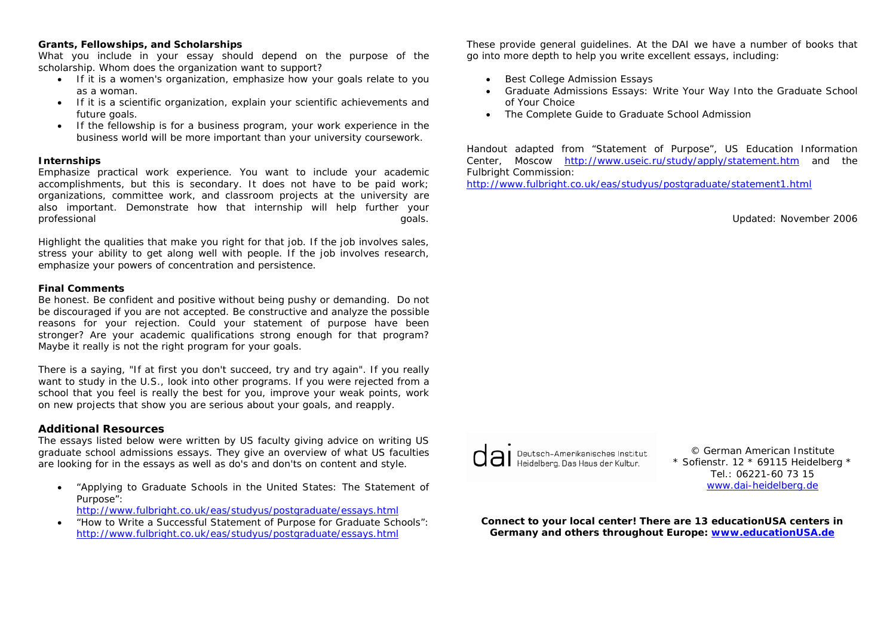**Grants, Fellowships, and Scholarships**

What you include in your essay should depend on the purpose of the scholarship. Whom does the organization want to support?

- If it is a women's organization, emphasize how your goals relate to you as a woman.
- If it is a scientific organization, explain your scientific achievements and future goals.
- If the fellowship is for a business program, your work experience in the business world will be more important than your university coursework.

**Internships**

Emphasize practical work experience. You want to include your academic accomplishments, but this is secondary. It does not have to be paid work; organizations, committee work, and classroom projects at the university are also important. Demonstrate how that internship will help further your professional goals.

Highlight the qualities that make you right for that job. If the job involves sales, stress your ability to get along well with people. If the job involves research, emphasize your powers of concentration and persistence.

**Final Comments**

Be honest. Be confident and positive without being pushy or demanding. Do not be discouraged if you are not accepted. Be constructive and analyze the possible reasons for your rejection. Could your statement of purpose have been stronger? Are your academic qualifications strong enough for that program? Maybe it really is not the right program for your goals.

There is a saying, "If at first you don't succeed, try and try again". If you really want to study in the U.S., look into other programs. If you were rejected from a school that you feel is really the best for you, improve your weak points, work on new projects that show you are serious about your goals, and reapply.

## Additional Resources

The essays listed below were written by US faculty giving advice on writing US graduate school admissions essays. They give an overview of what US faculties are looking for in the essays as well as do's and don'ts on content and style.

- "Applying to Graduate Schools in the United States: The Statement of Purpose": http://www.fulbright.co.uk/eas/studyus/postgraduate/essays.html
- "How to Write a Successful Statement of Purpose for Graduate Schools": http://www.fulbright.co.uk/eas/studyus/postgraduate/essays.html

These provide general guidelines. At the DAI we have a number of books that go into more depth to help you write excellent essays, including:

- Best College Admission Essays
- Graduate Admissions Essays: Write Your Way Into the Graduate School of Your Choice
- The Complete Guide to Graduate School Admission

Handout adapted from "Statement of Purpose", US Education Information Center, Moscow http://www.useic.ru/study/apply/statement.htm and the Fulbright Commission: http://www.fulbright.co.uk/eas/studyus/postgraduate/statement1.html

Updated: November 2006

dai Deutsch-Amerikanisches Institut Heidelberg. Das Haus der Kultur.

© German American Institute
* Sofienstr. 12 * 69115 Heidelberg *
Tel.: 06221-60 73 15
www.dai-heidelberg.de

**Connect to your local center! There are 13 educationUSA centers in Germany and others throughout Europe: www.educationUSA.de**